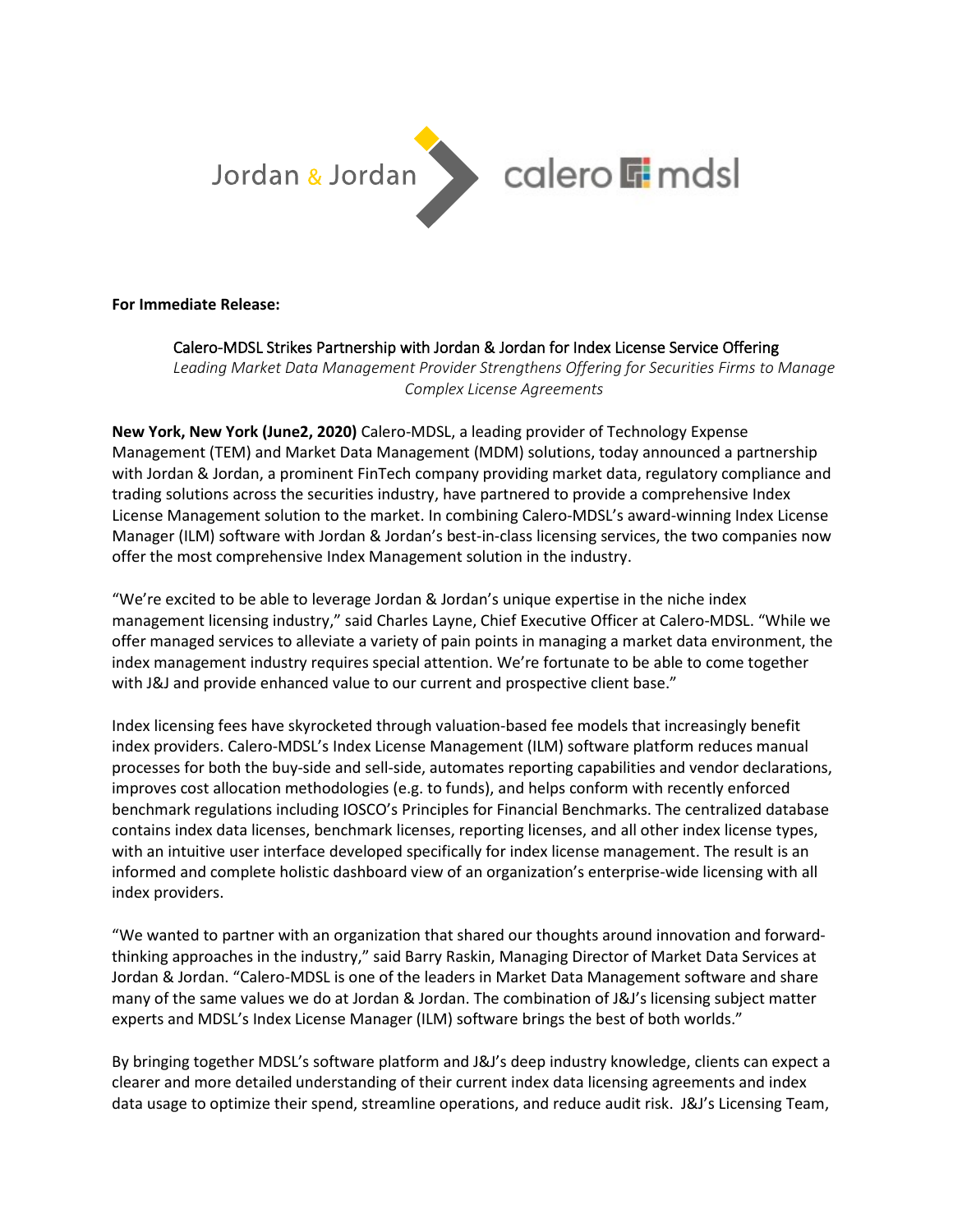Jordan & Jordan calero mdsl

**For Immediate Release:**

Calero-MDSL Strikes Partnership with Jordan & Jordan for Index License Service Offering

*Leading Market Data Management Provider Strengthens Offering for Securities Firms to Manage Complex License Agreements*

**New York, New York (June2, 2020)** Calero-MDSL, a leading provider of Technology Expense Management (TEM) and Market Data Management (MDM) solutions, today announced a partnership with Jordan & Jordan, a prominent FinTech company providing market data, regulatory compliance and trading solutions across the securities industry, have partnered to provide a comprehensive Index License Management solution to the market. In combining Calero-MDSL's award-winning Index License Manager (ILM) software with Jordan & Jordan's best-in-class licensing services, the two companies now offer the most comprehensive Index Management solution in the industry.

"We're excited to be able to leverage Jordan & Jordan's unique expertise in the niche index management licensing industry," said Charles Layne, Chief Executive Officer at Calero-MDSL. "While we offer managed services to alleviate a variety of pain points in managing a market data environment, the index management industry requires special attention. We're fortunate to be able to come together with J&J and provide enhanced value to our current and prospective client base."

Index licensing fees have skyrocketed through valuation-based fee models that increasingly benefit index providers. Calero-MDSL's Index License Management (ILM) software platform reduces manual processes for both the buy-side and sell-side, automates reporting capabilities and vendor declarations, improves cost allocation methodologies (e.g. to funds), and helps conform with recently enforced benchmark regulations including IOSCO's Principles for Financial Benchmarks. The centralized database contains index data licenses, benchmark licenses, reporting licenses, and all other index license types, with an intuitive user interface developed specifically for index license management. The result is an informed and complete holistic dashboard view of an organization's enterprise-wide licensing with all index providers.

"We wanted to partner with an organization that shared our thoughts around innovation and forward-thinking approaches in the industry," said Barry Raskin, Managing Director of Market Data Services at Jordan & Jordan. "Calero-MDSL is one of the leaders in Market Data Management software and share many of the same values we do at Jordan & Jordan. The combination of J&J's licensing subject matter experts and MDSL's Index License Manager (ILM) software brings the best of both worlds."

By bringing together MDSL's software platform and J&J's deep industry knowledge, clients can expect a clearer and more detailed understanding of their current index data licensing agreements and index data usage to optimize their spend, streamline operations, and reduce audit risk. J&J's Licensing Team,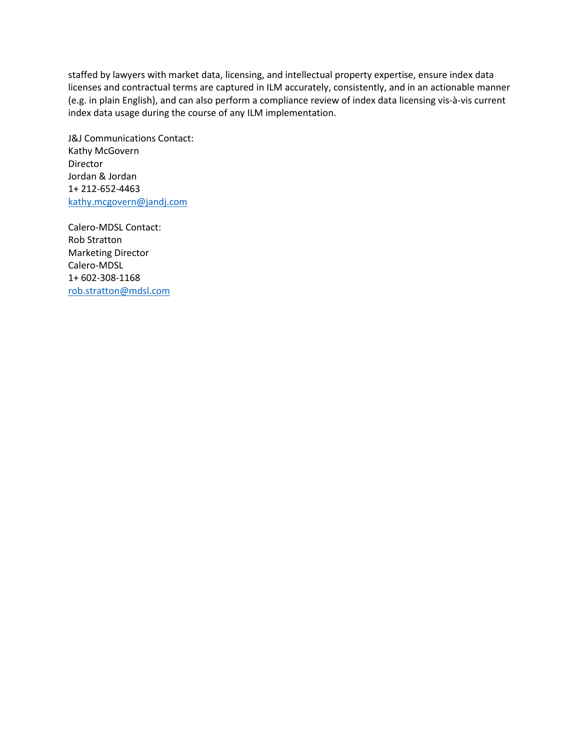staffed by lawyers with market data, licensing, and intellectual property expertise, ensure index data licenses and contractual terms are captured in ILM accurately, consistently, and in an actionable manner (e.g. in plain English), and can also perform a compliance review of index data licensing vis-à-vis current index data usage during the course of any ILM implementation.

J&J Communications Contact:
Kathy McGovern
Director
Jordan & Jordan
1+ 212-652-4463
kathy.mcgovern@jandj.com

Calero-MDSL Contact:
Rob Stratton
Marketing Director
Calero-MDSL
1+ 602-308-1168
rob.stratton@mdsl.com